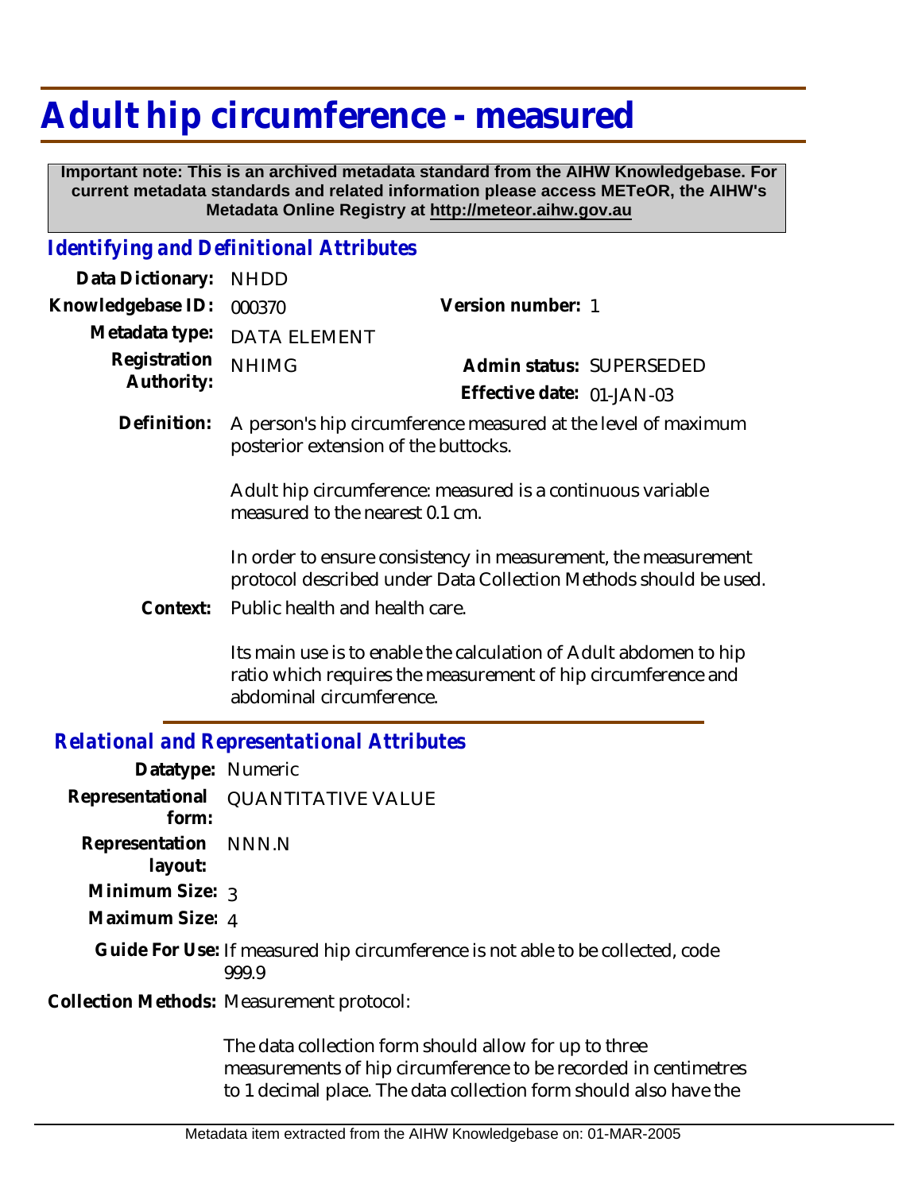# Adult hip circumference - measured

**Important note: This is an archived metadata standard from the AIHW Knowledgebase. For current metadata standards and related information please access METeOR, the AIHW's Metadata Online Registry at http://meteor.aihw.gov.au**

## *Identifying and Definitional Attributes*

**Data Dictionary:** NHDD

**Knowledgebase ID:** 000370

**Version number:** 1

**Metadata type:** DATA ELEMENT

**Registration Authority:** NHIMG

**Admin status:** SUPERSEDED

**Effective date:** 01-JAN-03

**Definition:** A person's hip circumference measured at the level of maximum posterior extension of the buttocks.

Adult hip circumference: measured is a continuous variable measured to the nearest 0.1 cm.

In order to ensure consistency in measurement, the measurement protocol described under Data Collection Methods should be used.

**Context:** Public health and health care.

Its main use is to enable the calculation of Adult abdomen to hip ratio which requires the measurement of hip circumference and abdominal circumference.

## *Relational and Representational Attributes*

**Datatype:** Numeric

**Representational form:** QUANTITATIVE VALUE

**Representation layout:** NNN.N

**Minimum Size:** 3

**Maximum Size:** 4

**Guide For Use:** If measured hip circumference is not able to be collected, code 999.9

**Collection Methods:** Measurement protocol:

The data collection form should allow for up to three measurements of hip circumference to be recorded in centimetres to 1 decimal place. The data collection form should also have the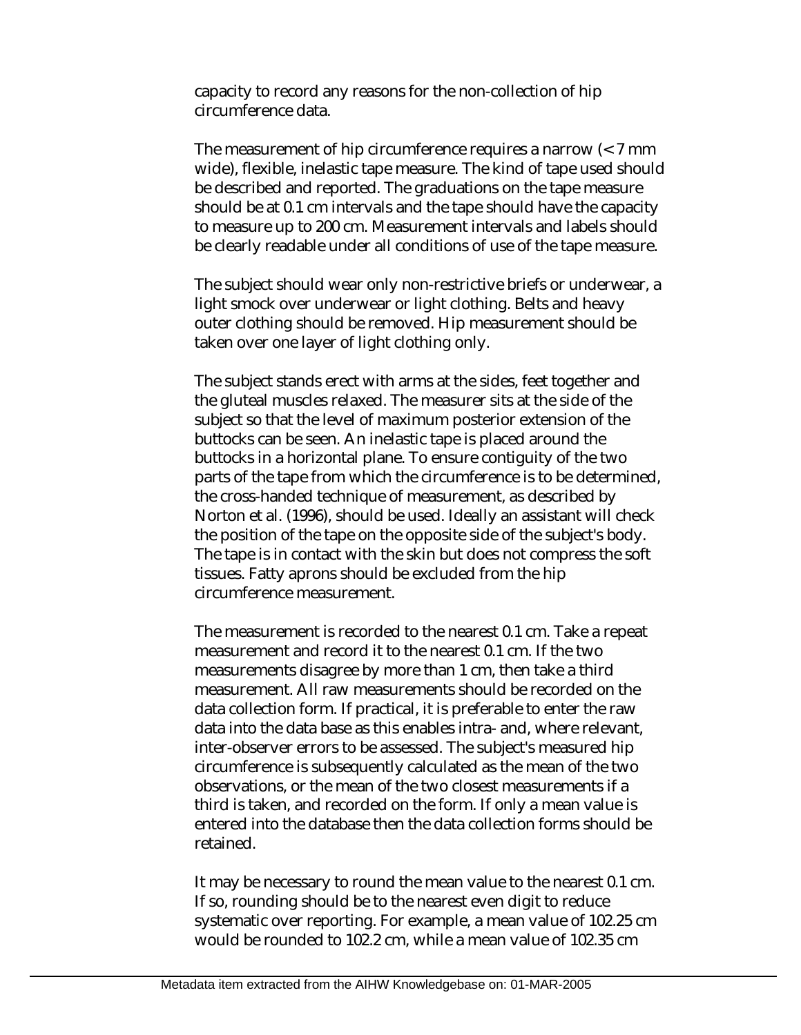capacity to record any reasons for the non-collection of hip circumference data.

The measurement of hip circumference requires a narrow (< 7 mm wide), flexible, inelastic tape measure. The kind of tape used should be described and reported. The graduations on the tape measure should be at 0.1 cm intervals and the tape should have the capacity to measure up to 200 cm. Measurement intervals and labels should be clearly readable under all conditions of use of the tape measure.

The subject should wear only non-restrictive briefs or underwear, a light smock over underwear or light clothing. Belts and heavy outer clothing should be removed. Hip measurement should be taken over one layer of light clothing only.

The subject stands erect with arms at the sides, feet together and the gluteal muscles relaxed. The measurer sits at the side of the subject so that the level of maximum posterior extension of the buttocks can be seen. An inelastic tape is placed around the buttocks in a horizontal plane. To ensure contiguity of the two parts of the tape from which the circumference is to be determined, the cross-handed technique of measurement, as described by Norton et al. (1996), should be used. Ideally an assistant will check the position of the tape on the opposite side of the subject's body. The tape is in contact with the skin but does not compress the soft tissues. Fatty aprons should be excluded from the hip circumference measurement.

The measurement is recorded to the nearest 0.1 cm. Take a repeat measurement and record it to the nearest 0.1 cm. If the two measurements disagree by more than 1 cm, then take a third measurement. All raw measurements should be recorded on the data collection form. If practical, it is preferable to enter the raw data into the data base as this enables intra- and, where relevant, inter-observer errors to be assessed. The subject's measured hip circumference is subsequently calculated as the mean of the two observations, or the mean of the two closest measurements if a third is taken, and recorded on the form. If only a mean value is entered into the database then the data collection forms should be retained.

It may be necessary to round the mean value to the nearest 0.1 cm. If so, rounding should be to the nearest even digit to reduce systematic over reporting. For example, a mean value of 102.25 cm would be rounded to 102.2 cm, while a mean value of 102.35 cm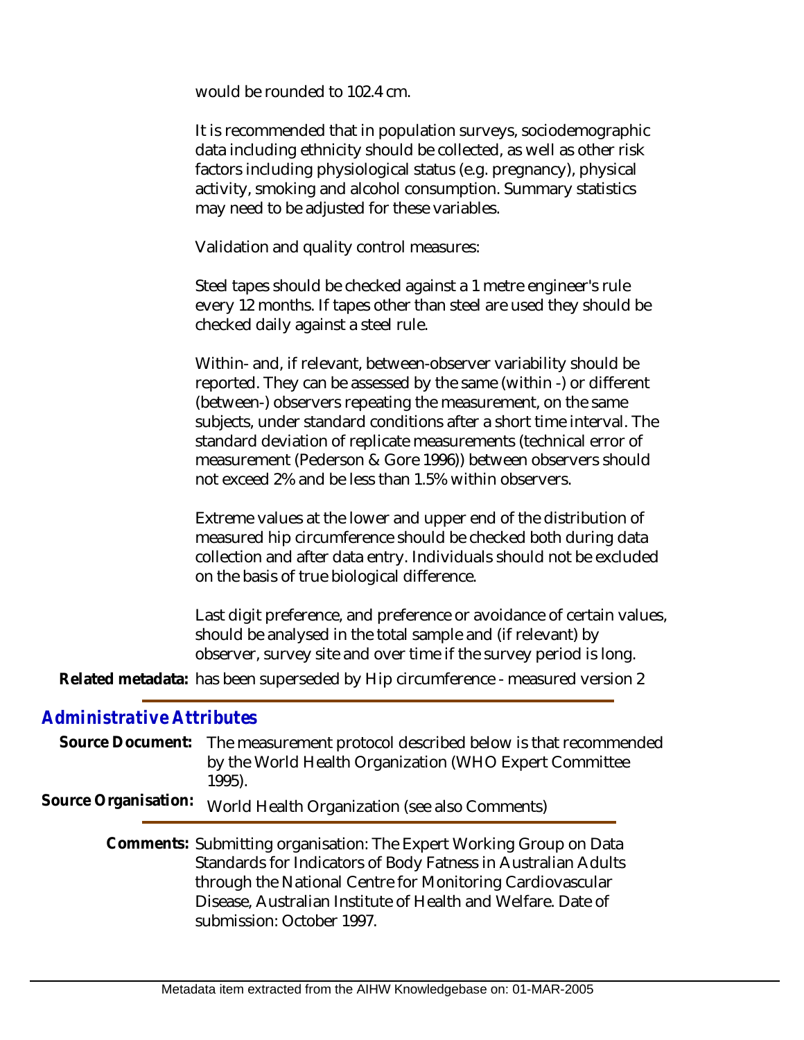would be rounded to 102.4 cm.

It is recommended that in population surveys, sociodemographic data including ethnicity should be collected, as well as other risk factors including physiological status (e.g. pregnancy), physical activity, smoking and alcohol consumption. Summary statistics may need to be adjusted for these variables.

Validation and quality control measures:

Steel tapes should be checked against a 1 metre engineer's rule every 12 months. If tapes other than steel are used they should be checked daily against a steel rule.

Within- and, if relevant, between-observer variability should be reported. They can be assessed by the same (within -) or different (between-) observers repeating the measurement, on the same subjects, under standard conditions after a short time interval. The standard deviation of replicate measurements (technical error of measurement (Pederson & Gore 1996)) between observers should not exceed 2% and be less than 1.5% within observers.

Extreme values at the lower and upper end of the distribution of measured hip circumference should be checked both during data collection and after data entry. Individuals should not be excluded on the basis of true biological difference.

Last digit preference, and preference or avoidance of certain values, should be analysed in the total sample and (if relevant) by observer, survey site and over time if the survey period is long.

**Related metadata:** has been superseded by Hip circumference - measured version 2

## *Administrative Attributes*

**Source Document:** The measurement protocol described below is that recommended by the World Health Organization (WHO Expert Committee 1995).

**Source Organisation:** World Health Organization (see also Comments)

**Comments:** Submitting organisation: The Expert Working Group on Data Standards for Indicators of Body Fatness in Australian Adults through the National Centre for Monitoring Cardiovascular Disease, Australian Institute of Health and Welfare. Date of submission: October 1997.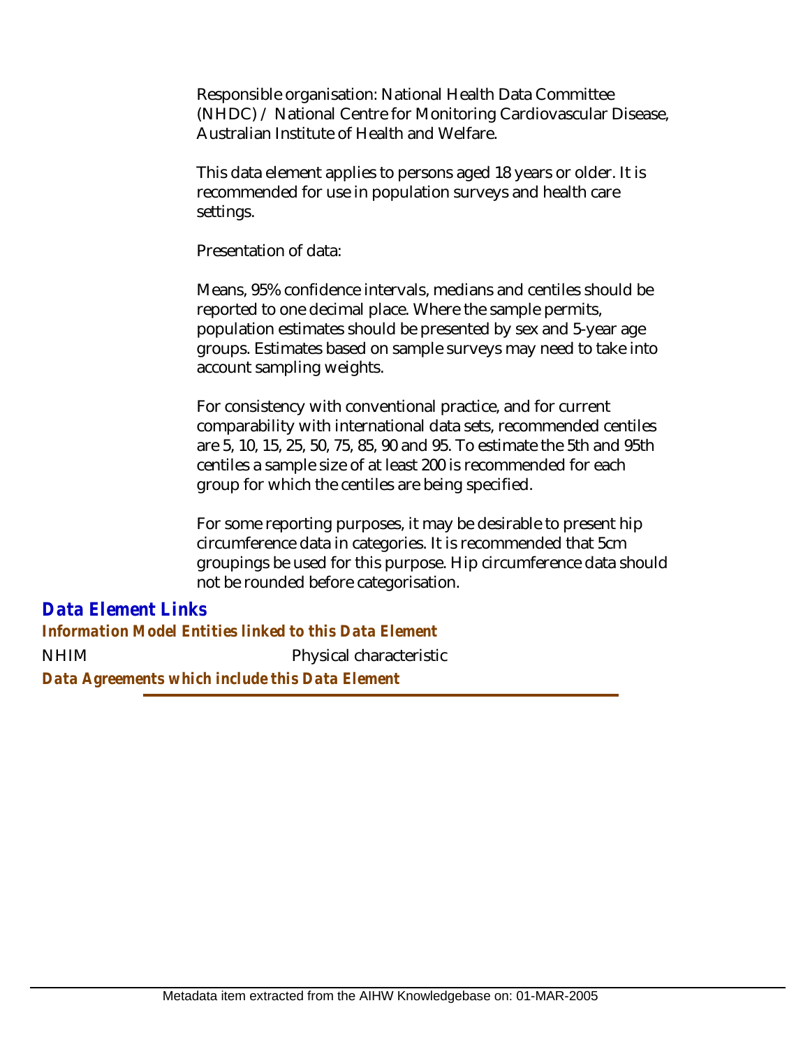Responsible organisation: National Health Data Committee (NHDC) / National Centre for Monitoring Cardiovascular Disease, Australian Institute of Health and Welfare.

This data element applies to persons aged 18 years or older. It is recommended for use in population surveys and health care settings.

Presentation of data:

Means, 95% confidence intervals, medians and centiles should be reported to one decimal place. Where the sample permits, population estimates should be presented by sex and 5-year age groups. Estimates based on sample surveys may need to take into account sampling weights.

For consistency with conventional practice, and for current comparability with international data sets, recommended centiles are 5, 10, 15, 25, 50, 75, 85, 90 and 95. To estimate the 5th and 95th centiles a sample size of at least 200 is recommended for each group for which the centiles are being specified.

For some reporting purposes, it may be desirable to present hip circumference data in categories. It is recommended that 5cm groupings be used for this purpose. Hip circumference data should not be rounded before categorisation.

## Data Element Links

### Information Model Entities linked to this Data Element

| | |
|---|---|
| NHIM | Physical characteristic |

### Data Agreements which include this Data Element

Metadata item extracted from the AIHW Knowledgebase on: 01-MAR-2005